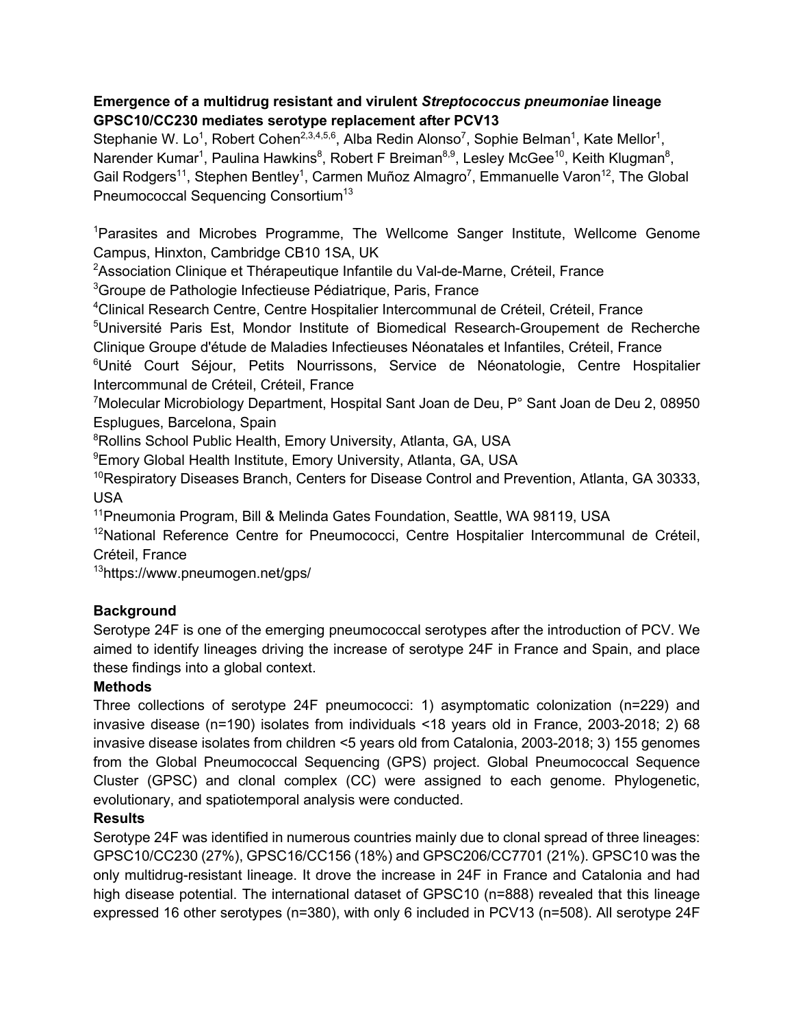**Emergence of a multidrug resistant and virulent *Streptococcus pneumoniae* lineage GPSC10/CC230 mediates serotype replacement after PCV13**

Stephanie W. Lo[1], Robert Cohen[2,3,4,5,6], Alba Redin Alonso[7], Sophie Belman[1], Kate Mellor[1], Narender Kumar[1], Paulina Hawkins[8], Robert F Breiman[8,9], Lesley McGee[10], Keith Klugman[8], Gail Rodgers[11], Stephen Bentley[1], Carmen Muñoz Almagro[7], Emmanuelle Varon[12], The Global Pneumococcal Sequencing Consortium[13]

[1]Parasites and Microbes Programme, The Wellcome Sanger Institute, Wellcome Genome Campus, Hinxton, Cambridge CB10 1SA, UK
[2]Association Clinique et Thérapeutique Infantile du Val-de-Marne, Créteil, France
[3]Groupe de Pathologie Infectieuse Pédiatrique, Paris, France
[4]Clinical Research Centre, Centre Hospitalier Intercommunal de Créteil, Créteil, France
[5]Université Paris Est, Mondor Institute of Biomedical Research-Groupement de Recherche Clinique Groupe d'étude de Maladies Infectieuses Néonatales et Infantiles, Créteil, France
[6]Unité Court Séjour, Petits Nourrissons, Service de Néonatologie, Centre Hospitalier Intercommunal de Créteil, Créteil, France
[7]Molecular Microbiology Department, Hospital Sant Joan de Deu, P° Sant Joan de Deu 2, 08950 Esplugues, Barcelona, Spain
[8]Rollins School Public Health, Emory University, Atlanta, GA, USA
[9]Emory Global Health Institute, Emory University, Atlanta, GA, USA
[10]Respiratory Diseases Branch, Centers for Disease Control and Prevention, Atlanta, GA 30333, USA
[11]Pneumonia Program, Bill & Melinda Gates Foundation, Seattle, WA 98119, USA
[12]National Reference Centre for Pneumococci, Centre Hospitalier Intercommunal de Créteil, Créteil, France
[13]https://www.pneumogen.net/gps/

**Background**

Serotype 24F is one of the emerging pneumococcal serotypes after the introduction of PCV. We aimed to identify lineages driving the increase of serotype 24F in France and Spain, and place these findings into a global context.

**Methods**

Three collections of serotype 24F pneumococci: 1) asymptomatic colonization (n=229) and invasive disease (n=190) isolates from individuals <18 years old in France, 2003-2018; 2) 68 invasive disease isolates from children <5 years old from Catalonia, 2003-2018; 3) 155 genomes from the Global Pneumococcal Sequencing (GPS) project. Global Pneumococcal Sequence Cluster (GPSC) and clonal complex (CC) were assigned to each genome. Phylogenetic, evolutionary, and spatiotemporal analysis were conducted.

**Results**

Serotype 24F was identified in numerous countries mainly due to clonal spread of three lineages: GPSC10/CC230 (27%), GPSC16/CC156 (18%) and GPSC206/CC7701 (21%). GPSC10 was the only multidrug-resistant lineage. It drove the increase in 24F in France and Catalonia and had high disease potential. The international dataset of GPSC10 (n=888) revealed that this lineage expressed 16 other serotypes (n=380), with only 6 included in PCV13 (n=508). All serotype 24F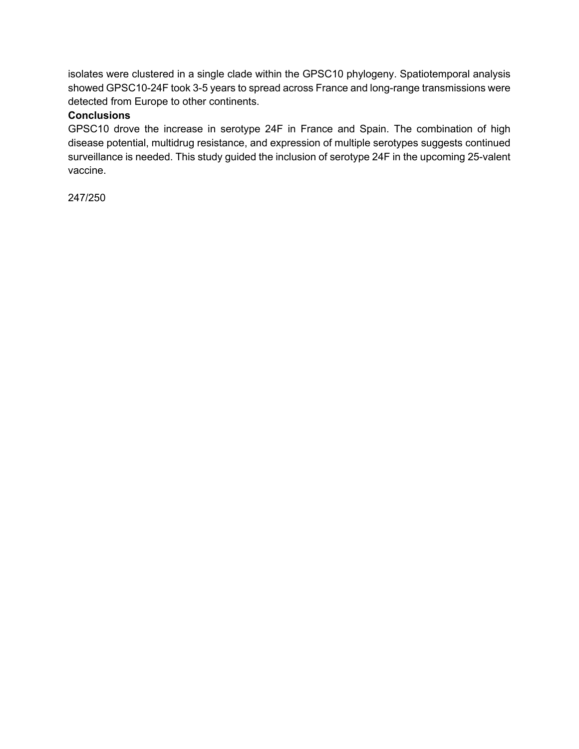isolates were clustered in a single clade within the GPSC10 phylogeny. Spatiotemporal analysis showed GPSC10-24F took 3-5 years to spread across France and long-range transmissions were detected from Europe to other continents.

**Conclusions**

GPSC10 drove the increase in serotype 24F in France and Spain. The combination of high disease potential, multidrug resistance, and expression of multiple serotypes suggests continued surveillance is needed. This study guided the inclusion of serotype 24F in the upcoming 25-valent vaccine.

247/250